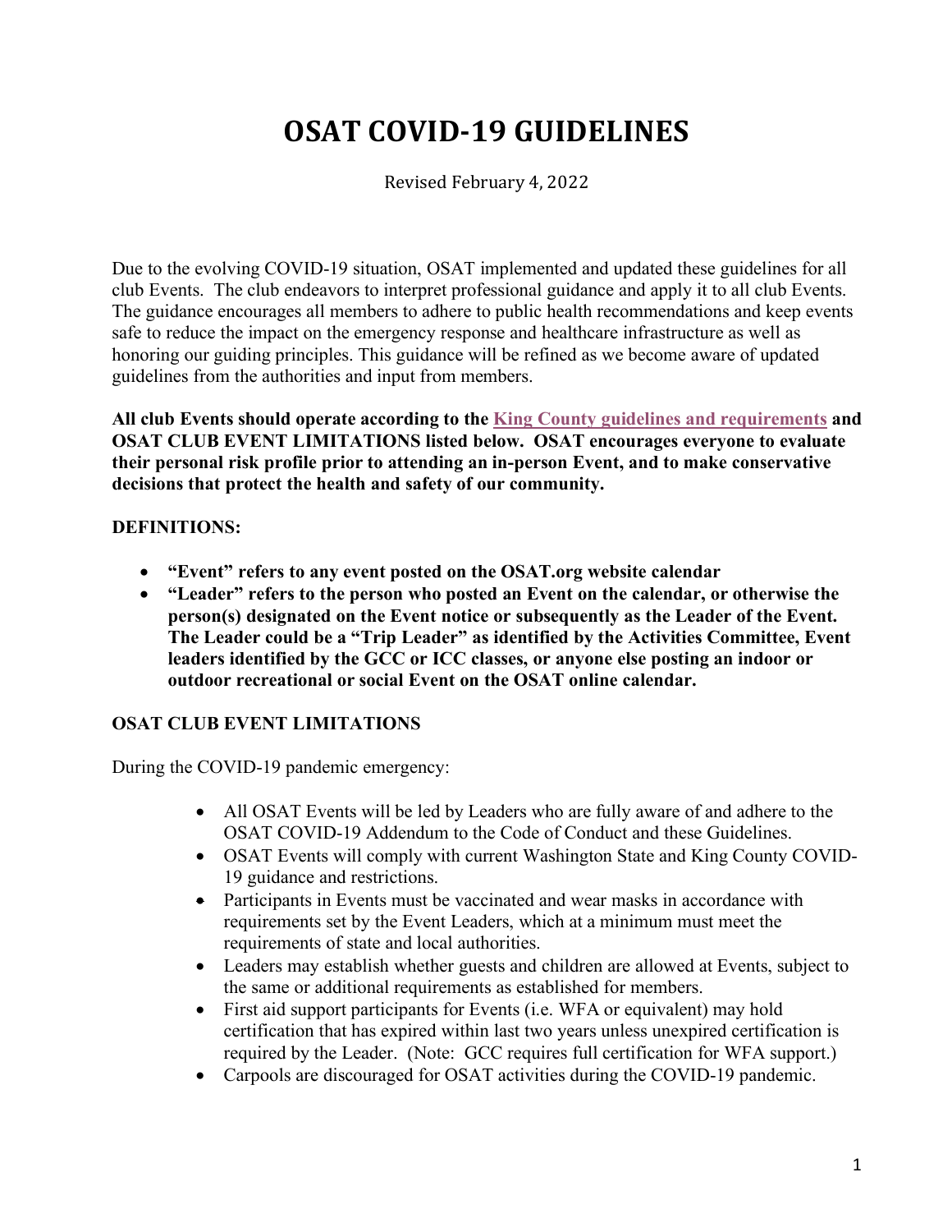# OSAT COVID-19 GUIDELINES

Revised February 4, 2022

Due to the evolving COVID-19 situation, OSAT implemented and updated these guidelines for all club Events. The club endeavors to interpret professional guidance and apply it to all club Events. The guidance encourages all members to adhere to public health recommendations and keep events safe to reduce the impact on the emergency response and healthcare infrastructure as well as honoring our guiding principles. This guidance will be refined as we become aware of updated guidelines from the authorities and input from members.

**All club Events should operate according to the King County guidelines and requirements and OSAT CLUB EVENT LIMITATIONS listed below. OSAT encourages everyone to evaluate their personal risk profile prior to attending an in-person Event, and to make conservative decisions that protect the health and safety of our community.**

**DEFINITIONS:**

- **"Event" refers to any event posted on the OSAT.org website calendar**
- **"Leader" refers to the person who posted an Event on the calendar, or otherwise the person(s) designated on the Event notice or subsequently as the Leader of the Event. The Leader could be a "Trip Leader" as identified by the Activities Committee, Event leaders identified by the GCC or ICC classes, or anyone else posting an indoor or outdoor recreational or social Event on the OSAT online calendar.**

**OSAT CLUB EVENT LIMITATIONS**

During the COVID-19 pandemic emergency:

- All OSAT Events will be led by Leaders who are fully aware of and adhere to the OSAT COVID-19 Addendum to the Code of Conduct and these Guidelines.
- OSAT Events will comply with current Washington State and King County COVID-19 guidance and restrictions.
- Participants in Events must be vaccinated and wear masks in accordance with requirements set by the Event Leaders, which at a minimum must meet the requirements of state and local authorities.
- Leaders may establish whether guests and children are allowed at Events, subject to the same or additional requirements as established for members.
- First aid support participants for Events (i.e. WFA or equivalent) may hold certification that has expired within last two years unless unexpired certification is required by the Leader. (Note: GCC requires full certification for WFA support.)
- Carpools are discouraged for OSAT activities during the COVID-19 pandemic.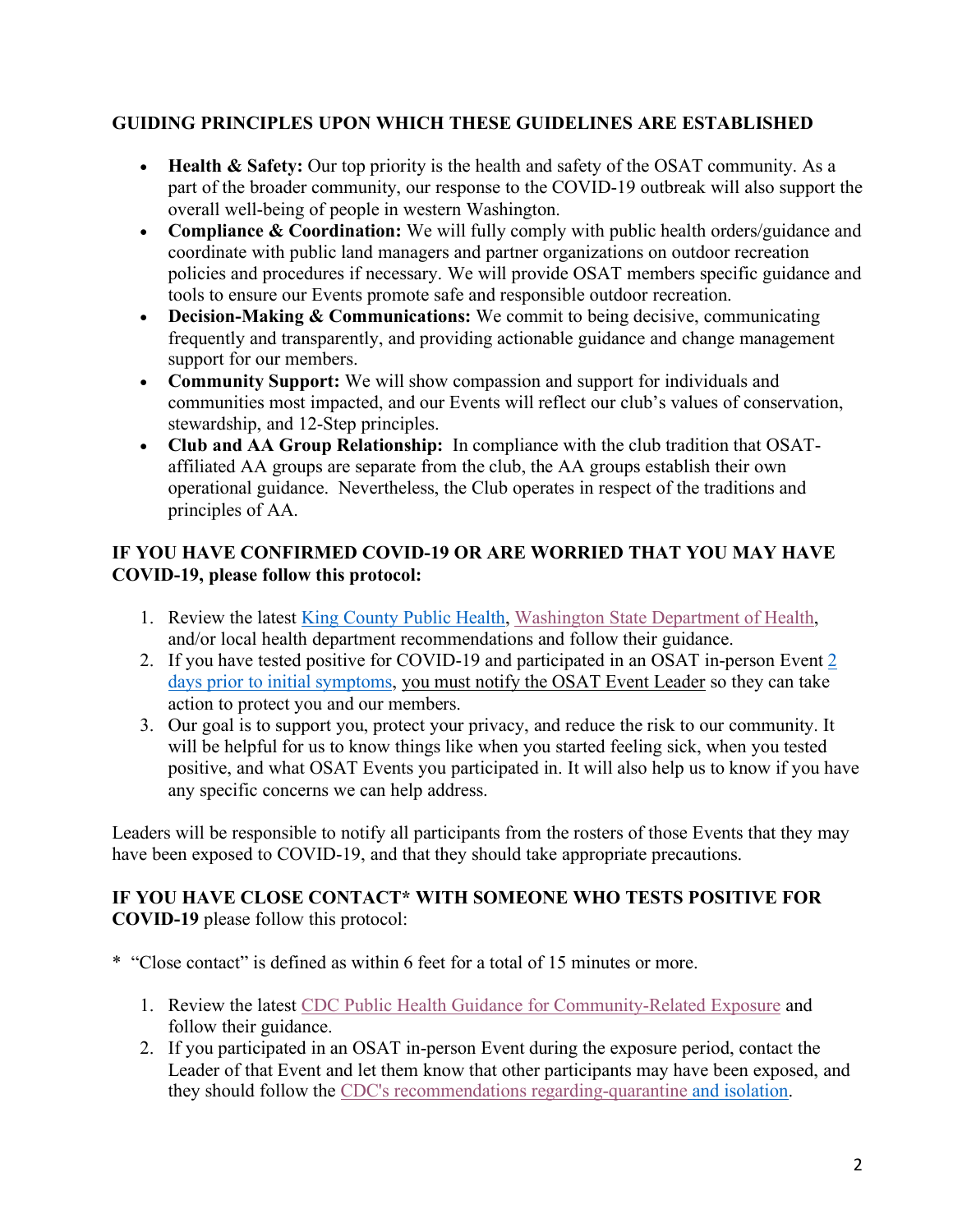## GUIDING PRINCIPLES UPON WHICH THESE GUIDELINES ARE ESTABLISHED

- **Health & Safety:** Our top priority is the health and safety of the OSAT community. As a part of the broader community, our response to the COVID-19 outbreak will also support the overall well-being of people in western Washington.
- **Compliance & Coordination:** We will fully comply with public health orders/guidance and coordinate with public land managers and partner organizations on outdoor recreation policies and procedures if necessary. We will provide OSAT members specific guidance and tools to ensure our Events promote safe and responsible outdoor recreation.
- **Decision-Making & Communications:** We commit to being decisive, communicating frequently and transparently, and providing actionable guidance and change management support for our members.
- **Community Support:** We will show compassion and support for individuals and communities most impacted, and our Events will reflect our club's values of conservation, stewardship, and 12-Step principles.
- **Club and AA Group Relationship:** In compliance with the club tradition that OSAT-affiliated AA groups are separate from the club, the AA groups establish their own operational guidance. Nevertheless, the Club operates in respect of the traditions and principles of AA.

## IF YOU HAVE CONFIRMED COVID-19 OR ARE WORRIED THAT YOU MAY HAVE COVID-19, please follow this protocol:

1. Review the latest King County Public Health, Washington State Department of Health, and/or local health department recommendations and follow their guidance.
2. If you have tested positive for COVID-19 and participated in an OSAT in-person Event 2 days prior to initial symptoms, you must notify the OSAT Event Leader so they can take action to protect you and our members.
3. Our goal is to support you, protect your privacy, and reduce the risk to our community. It will be helpful for us to know things like when you started feeling sick, when you tested positive, and what OSAT Events you participated in. It will also help us to know if you have any specific concerns we can help address.

Leaders will be responsible to notify all participants from the rosters of those Events that they may have been exposed to COVID-19, and that they should take appropriate precautions.

## IF YOU HAVE CLOSE CONTACT* WITH SOMEONE WHO TESTS POSITIVE FOR COVID-19 please follow this protocol:

* "Close contact" is defined as within 6 feet for a total of 15 minutes or more.

1. Review the latest CDC Public Health Guidance for Community-Related Exposure and follow their guidance.
2. If you participated in an OSAT in-person Event during the exposure period, contact the Leader of that Event and let them know that other participants may have been exposed, and they should follow the CDC's recommendations regarding-quarantine and isolation.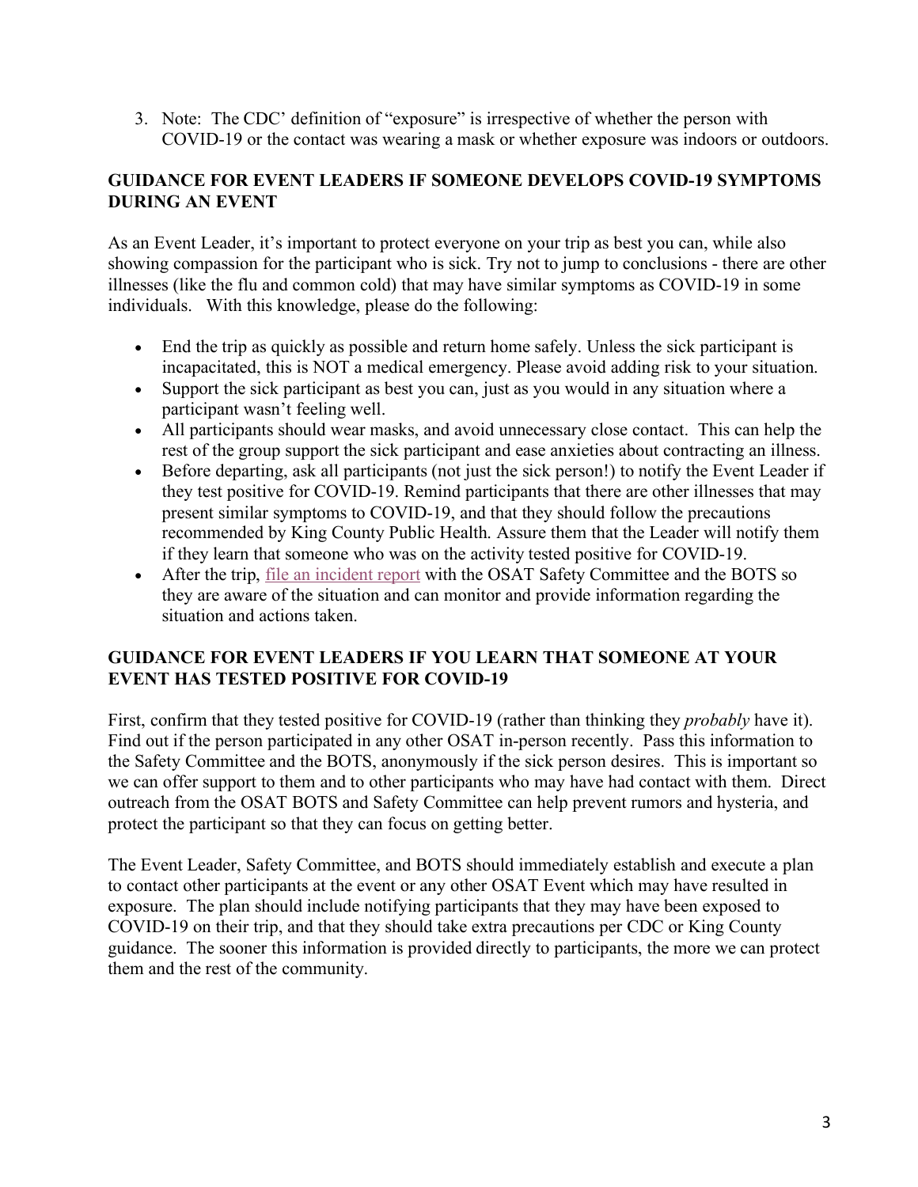3. Note: The CDC' definition of "exposure" is irrespective of whether the person with COVID-19 or the contact was wearing a mask or whether exposure was indoors or outdoors.

## GUIDANCE FOR EVENT LEADERS IF SOMEONE DEVELOPS COVID-19 SYMPTOMS DURING AN EVENT

As an Event Leader, it's important to protect everyone on your trip as best you can, while also showing compassion for the participant who is sick. Try not to jump to conclusions - there are other illnesses (like the flu and common cold) that may have similar symptoms as COVID-19 in some individuals. With this knowledge, please do the following:

- End the trip as quickly as possible and return home safely. Unless the sick participant is incapacitated, this is NOT a medical emergency. Please avoid adding risk to your situation.
- Support the sick participant as best you can, just as you would in any situation where a participant wasn't feeling well.
- All participants should wear masks, and avoid unnecessary close contact. This can help the rest of the group support the sick participant and ease anxieties about contracting an illness.
- Before departing, ask all participants (not just the sick person!) to notify the Event Leader if they test positive for COVID-19. Remind participants that there are other illnesses that may present similar symptoms to COVID-19, and that they should follow the precautions recommended by King County Public Health. Assure them that the Leader will notify them if they learn that someone who was on the activity tested positive for COVID-19.
- After the trip, file an incident report with the OSAT Safety Committee and the BOTS so they are aware of the situation and can monitor and provide information regarding the situation and actions taken.

## GUIDANCE FOR EVENT LEADERS IF YOU LEARN THAT SOMEONE AT YOUR EVENT HAS TESTED POSITIVE FOR COVID-19

First, confirm that they tested positive for COVID-19 (rather than thinking they *probably* have it). Find out if the person participated in any other OSAT in-person recently. Pass this information to the Safety Committee and the BOTS, anonymously if the sick person desires. This is important so we can offer support to them and to other participants who may have had contact with them. Direct outreach from the OSAT BOTS and Safety Committee can help prevent rumors and hysteria, and protect the participant so that they can focus on getting better.

The Event Leader, Safety Committee, and BOTS should immediately establish and execute a plan to contact other participants at the event or any other OSAT Event which may have resulted in exposure. The plan should include notifying participants that they may have been exposed to COVID-19 on their trip, and that they should take extra precautions per CDC or King County guidance. The sooner this information is provided directly to participants, the more we can protect them and the rest of the community.